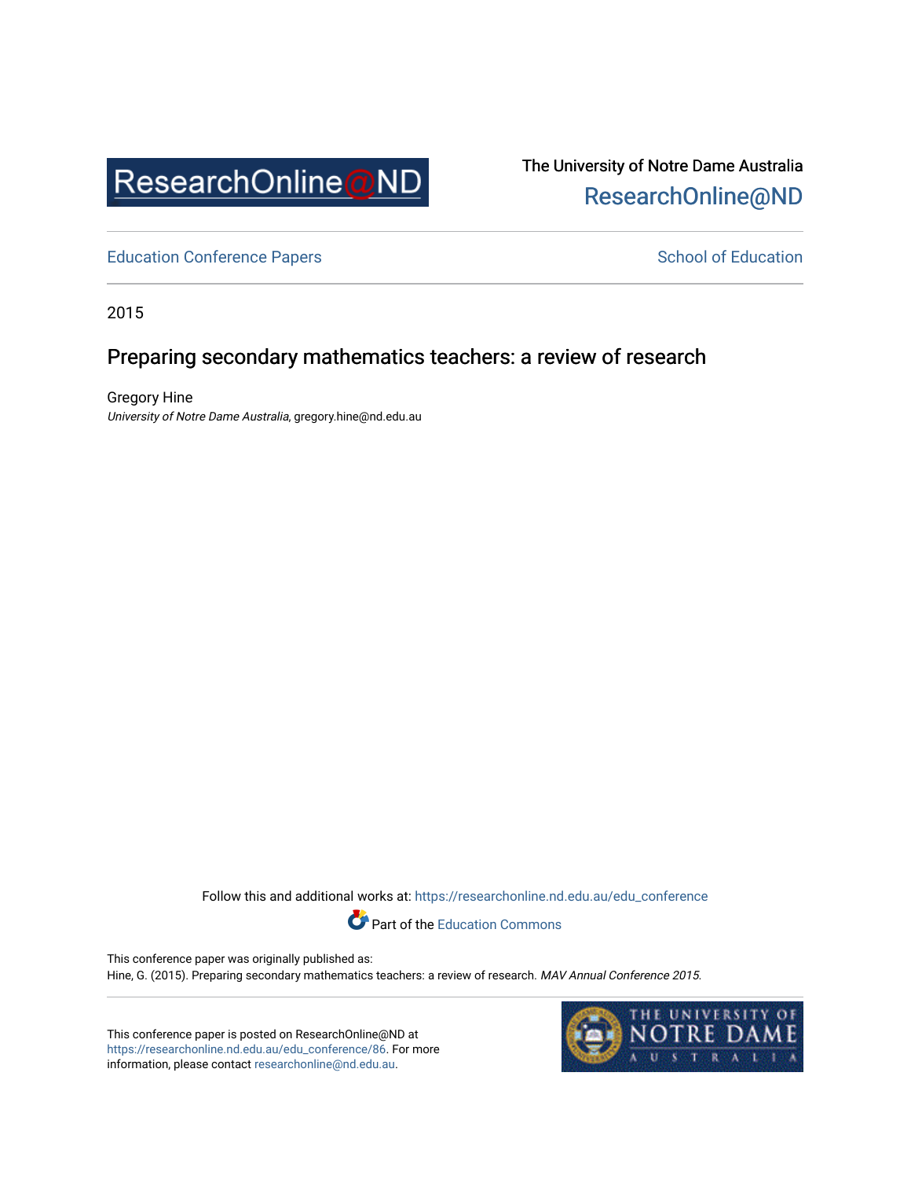The University of Notre Dame Australia
ResearchOnline@ND

Education Conference Papers

School of Education

2015

# Preparing secondary mathematics teachers: a review of research

Gregory Hine
*University of Notre Dame Australia*, gregory.hine@nd.edu.au

Follow this and additional works at: https://researchonline.nd.edu.au/edu_conference

Part of the Education Commons

This conference paper was originally published as:
Hine, G. (2015). Preparing secondary mathematics teachers: a review of research. *MAV Annual Conference 2015*.

This conference paper is posted on ResearchOnline@ND at https://researchonline.nd.edu.au/edu_conference/86. For more information, please contact researchonline@nd.edu.au.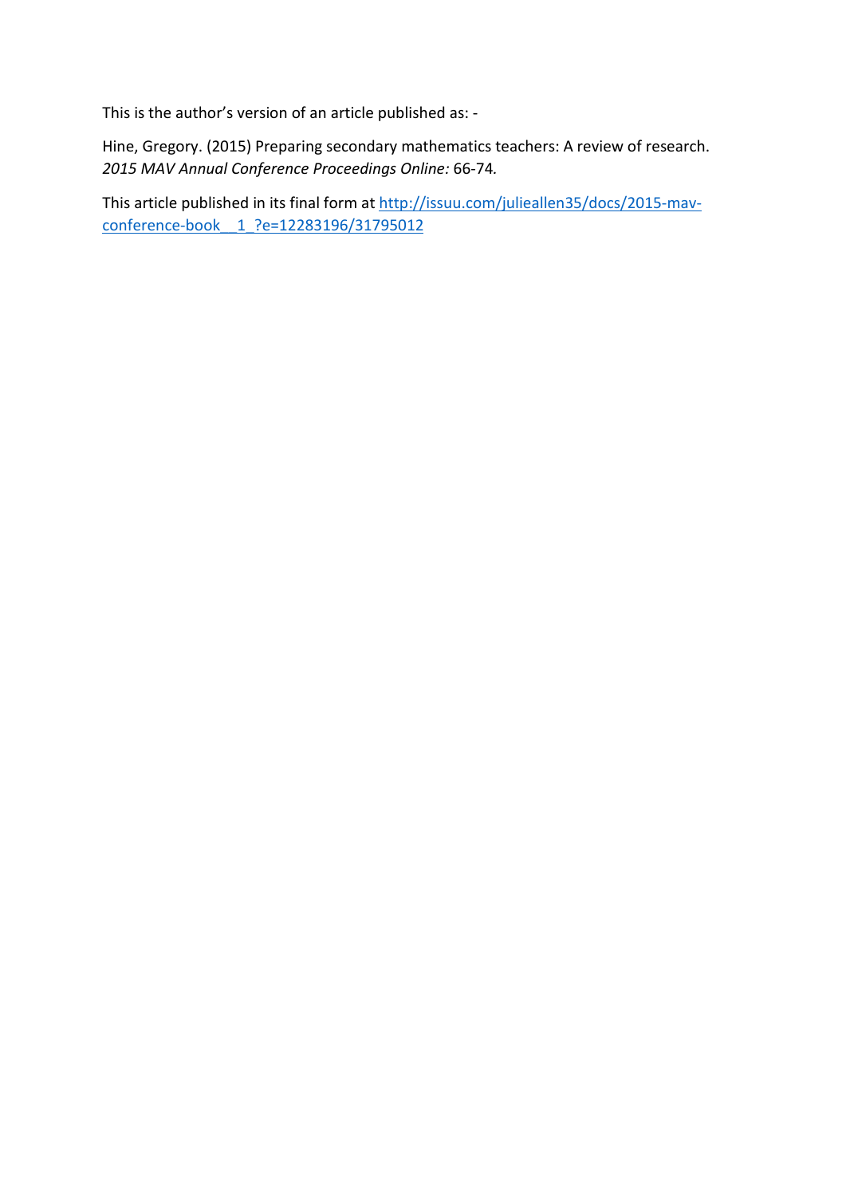This is the author's version of an article published as: -

Hine, Gregory. (2015) Preparing secondary mathematics teachers: A review of research. *2015 MAV Annual Conference Proceedings Online:* 66-74*.*

This article published in its final form at [http://issuu.com/julieallen35/docs/2015-mav-conference-book__1_?e=12283196/31795012](http://issuu.com/julieallen35/docs/2015-mav-conference-book__1_?e=12283196/31795012)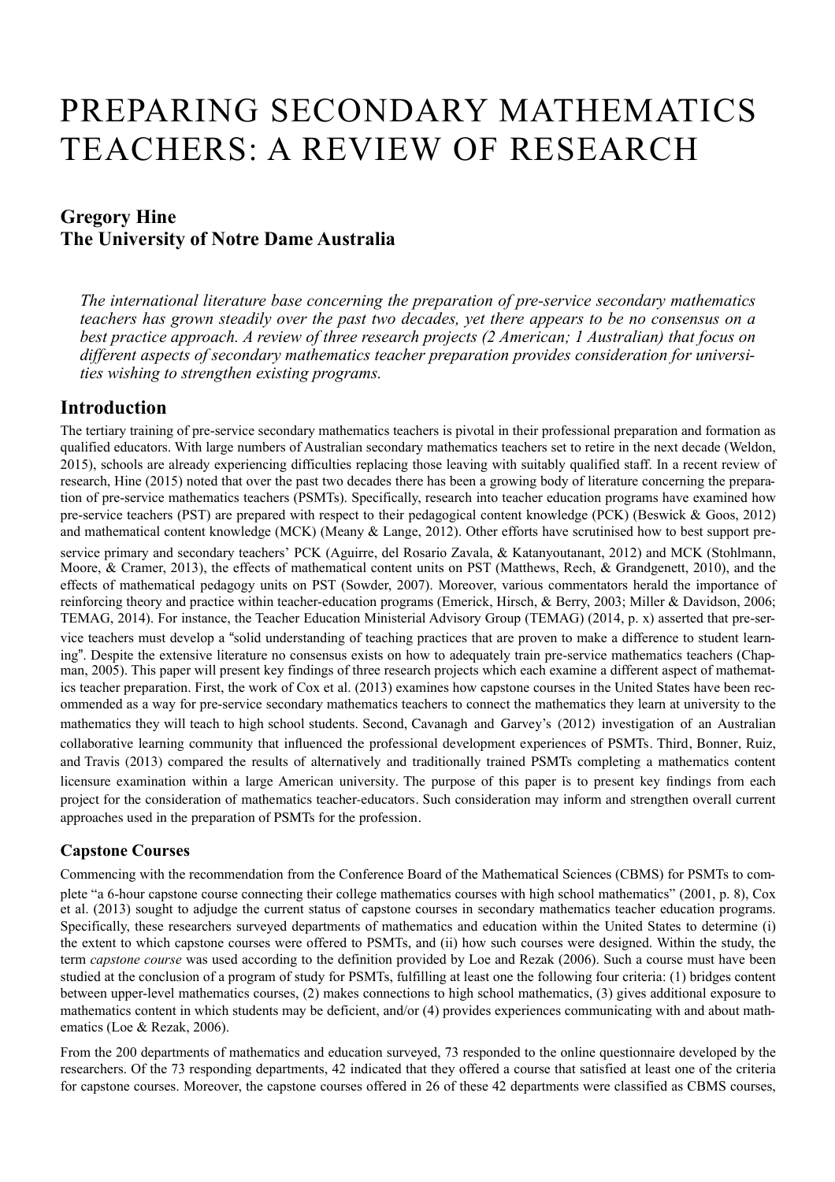# PREPARING SECONDARY MATHEMATICS TEACHERS: A REVIEW OF RESEARCH

## Gregory Hine
## The University of Notre Dame Australia

*The international literature base concerning the preparation of pre-service secondary mathematics teachers has grown steadily over the past two decades, yet there appears to be no consensus on a best practice approach. A review of three research projects (2 American; 1 Australian) that focus on different aspects of secondary mathematics teacher preparation provides consideration for universities wishing to strengthen existing programs.*

## Introduction

The tertiary training of pre-service secondary mathematics teachers is pivotal in their professional preparation and formation as qualified educators. With large numbers of Australian secondary mathematics teachers set to retire in the next decade (Weldon, 2015), schools are already experiencing difficulties replacing those leaving with suitably qualified staff. In a recent review of research, Hine (2015) noted that over the past two decades there has been a growing body of literature concerning the preparation of pre-service mathematics teachers (PSMTs). Specifically, research into teacher education programs have examined how pre-service teachers (PST) are prepared with respect to their pedagogical content knowledge (PCK) (Beswick & Goos, 2012) and mathematical content knowledge (MCK) (Meany & Lange, 2012). Other efforts have scrutinised how to best support pre-service primary and secondary teachers' PCK (Aguirre, del Rosario Zavala, & Katanyoutanant, 2012) and MCK (Stohlmann, Moore, & Cramer, 2013), the effects of mathematical content units on PST (Matthews, Rech, & Grandgenett, 2010), and the effects of mathematical pedagogy units on PST (Sowder, 2007). Moreover, various commentators herald the importance of reinforcing theory and practice within teacher-education programs (Emerick, Hirsch, & Berry, 2003; Miller & Davidson, 2006; TEMAG, 2014). For instance, the Teacher Education Ministerial Advisory Group (TEMAG) (2014, p. x) asserted that pre-service teachers must develop a "solid understanding of teaching practices that are proven to make a difference to student learning". Despite the extensive literature no consensus exists on how to adequately train pre-service mathematics teachers (Chapman, 2005). This paper will present key findings of three research projects which each examine a different aspect of mathematics teacher preparation. First, the work of Cox et al. (2013) examines how capstone courses in the United States have been recommended as a way for pre-service secondary mathematics teachers to connect the mathematics they learn at university to the mathematics they will teach to high school students. Second, Cavanagh and Garvey's (2012) investigation of an Australian collaborative learning community that influenced the professional development experiences of PSMTs. Third, Bonner, Ruiz, and Travis (2013) compared the results of alternatively and traditionally trained PSMTs completing a mathematics content licensure examination within a large American university. The purpose of this paper is to present key findings from each project for the consideration of mathematics teacher-educators. Such consideration may inform and strengthen overall current approaches used in the preparation of PSMTs for the profession.

### Capstone Courses

Commencing with the recommendation from the Conference Board of the Mathematical Sciences (CBMS) for PSMTs to complete "a 6-hour capstone course connecting their college mathematics courses with high school mathematics" (2001, p. 8), Cox et al. (2013) sought to adjudge the current status of capstone courses in secondary mathematics teacher education programs. Specifically, these researchers surveyed departments of mathematics and education within the United States to determine (i) the extent to which capstone courses were offered to PSMTs, and (ii) how such courses were designed. Within the study, the term *capstone course* was used according to the definition provided by Loe and Rezak (2006). Such a course must have been studied at the conclusion of a program of study for PSMTs, fulfilling at least one the following four criteria: (1) bridges content between upper-level mathematics courses, (2) makes connections to high school mathematics, (3) gives additional exposure to mathematics content in which students may be deficient, and/or (4) provides experiences communicating with and about mathematics (Loe & Rezak, 2006).

From the 200 departments of mathematics and education surveyed, 73 responded to the online questionnaire developed by the researchers. Of the 73 responding departments, 42 indicated that they offered a course that satisfied at least one of the criteria for capstone courses. Moreover, the capstone courses offered in 26 of these 42 departments were classified as CBMS courses,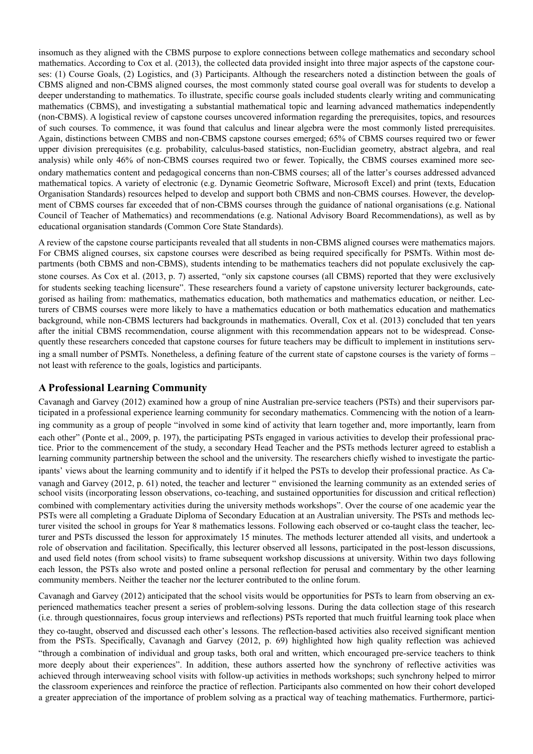insomuch as they aligned with the CBMS purpose to explore connections between college mathematics and secondary school mathematics. According to Cox et al. (2013), the collected data provided insight into three major aspects of the capstone courses: (1) Course Goals, (2) Logistics, and (3) Participants. Although the researchers noted a distinction between the goals of CBMS aligned and non-CBMS aligned courses, the most commonly stated course goal overall was for students to develop a deeper understanding to mathematics. To illustrate, specific course goals included students clearly writing and communicating mathematics (CBMS), and investigating a substantial mathematical topic and learning advanced mathematics independently (non-CBMS). A logistical review of capstone courses uncovered information regarding the prerequisites, topics, and resources of such courses. To commence, it was found that calculus and linear algebra were the most commonly listed prerequisites. Again, distinctions between CMBS and non-CBMS capstone courses emerged; 65% of CBMS courses required two or fewer upper division prerequisites (e.g. probability, calculus-based statistics, non-Euclidian geometry, abstract algebra, and real analysis) while only 46% of non-CBMS courses required two or fewer. Topically, the CBMS courses examined more secondary mathematics content and pedagogical concerns than non-CBMS courses; all of the latter's courses addressed advanced mathematical topics. A variety of electronic (e.g. Dynamic Geometric Software, Microsoft Excel) and print (texts, Education Organisation Standards) resources helped to develop and support both CBMS and non-CBMS courses. However, the development of CBMS courses far exceeded that of non-CBMS courses through the guidance of national organisations (e.g. National Council of Teacher of Mathematics) and recommendations (e.g. National Advisory Board Recommendations), as well as by educational organisation standards (Common Core State Standards).

A review of the capstone course participants revealed that all students in non-CBMS aligned courses were mathematics majors. For CBMS aligned courses, six capstone courses were described as being required specifically for PSMTs. Within most departments (both CBMS and non-CBMS), students intending to be mathematics teachers did not populate exclusively the capstone courses. As Cox et al. (2013, p. 7) asserted, "only six capstone courses (all CBMS) reported that they were exclusively for students seeking teaching licensure". These researchers found a variety of capstone university lecturer backgrounds, categorised as hailing from: mathematics, mathematics education, both mathematics and mathematics education, or neither. Lecturers of CBMS courses were more likely to have a mathematics education or both mathematics education and mathematics background, while non-CBMS lecturers had backgrounds in mathematics. Overall, Cox et al. (2013) concluded that ten years after the initial CBMS recommendation, course alignment with this recommendation appears not to be widespread. Consequently these researchers conceded that capstone courses for future teachers may be difficult to implement in institutions serving a small number of PSMTs. Nonetheless, a defining feature of the current state of capstone courses is the variety of forms – not least with reference to the goals, logistics and participants.

## A Professional Learning Community

Cavanagh and Garvey (2012) examined how a group of nine Australian pre-service teachers (PSTs) and their supervisors participated in a professional experience learning community for secondary mathematics. Commencing with the notion of a learning community as a group of people "involved in some kind of activity that learn together and, more importantly, learn from each other" (Ponte et al., 2009, p. 197), the participating PSTs engaged in various activities to develop their professional practice. Prior to the commencement of the study, a secondary Head Teacher and the PSTs methods lecturer agreed to establish a learning community partnership between the school and the university. The researchers chiefly wished to investigate the participants' views about the learning community and to identify if it helped the PSTs to develop their professional practice. As Cavanagh and Garvey (2012, p. 61) noted, the teacher and lecturer " envisioned the learning community as an extended series of school visits (incorporating lesson observations, co-teaching, and sustained opportunities for discussion and critical reflection) combined with complementary activities during the university methods workshops". Over the course of one academic year the PSTs were all completing a Graduate Diploma of Secondary Education at an Australian university. The PSTs and methods lecturer visited the school in groups for Year 8 mathematics lessons. Following each observed or co-taught class the teacher, lecturer and PSTs discussed the lesson for approximately 15 minutes. The methods lecturer attended all visits, and undertook a role of observation and facilitation. Specifically, this lecturer observed all lessons, participated in the post-lesson discussions, and used field notes (from school visits) to frame subsequent workshop discussions at university. Within two days following each lesson, the PSTs also wrote and posted online a personal reflection for perusal and commentary by the other learning community members. Neither the teacher nor the lecturer contributed to the online forum.

Cavanagh and Garvey (2012) anticipated that the school visits would be opportunities for PSTs to learn from observing an experienced mathematics teacher present a series of problem-solving lessons. During the data collection stage of this research (i.e. through questionnaires, focus group interviews and reflections) PSTs reported that much fruitful learning took place when they co-taught, observed and discussed each other's lessons. The reflection-based activities also received significant mention from the PSTs. Specifically, Cavanagh and Garvey (2012, p. 69) highlighted how high quality reflection was achieved "through a combination of individual and group tasks, both oral and written, which encouraged pre-service teachers to think more deeply about their experiences". In addition, these authors asserted how the synchrony of reflective activities was achieved through interweaving school visits with follow-up activities in methods workshops; such synchrony helped to mirror the classroom experiences and reinforce the practice of reflection. Participants also commented on how their cohort developed a greater appreciation of the importance of problem solving as a practical way of teaching mathematics. Furthermore, partici-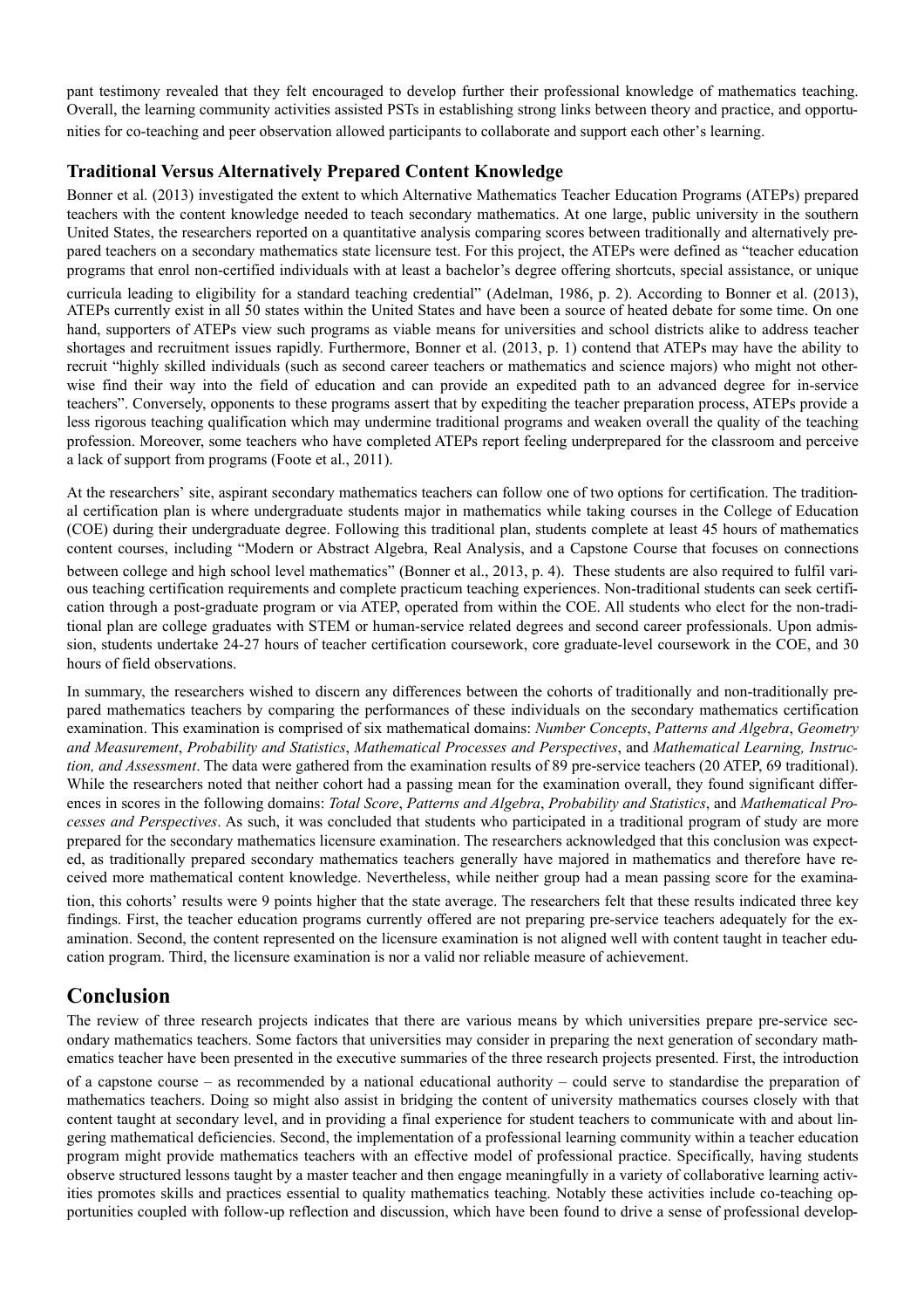pant testimony revealed that they felt encouraged to develop further their professional knowledge of mathematics teaching. Overall, the learning community activities assisted PSTs in establishing strong links between theory and practice, and opportunities for co-teaching and peer observation allowed participants to collaborate and support each other's learning.

### Traditional Versus Alternatively Prepared Content Knowledge

Bonner et al. (2013) investigated the extent to which Alternative Mathematics Teacher Education Programs (ATEPs) prepared teachers with the content knowledge needed to teach secondary mathematics. At one large, public university in the southern United States, the researchers reported on a quantitative analysis comparing scores between traditionally and alternatively prepared teachers on a secondary mathematics state licensure test. For this project, the ATEPs were defined as "teacher education programs that enrol non-certified individuals with at least a bachelor's degree offering shortcuts, special assistance, or unique curricula leading to eligibility for a standard teaching credential" (Adelman, 1986, p. 2). According to Bonner et al. (2013), ATEPs currently exist in all 50 states within the United States and have been a source of heated debate for some time. On one hand, supporters of ATEPs view such programs as viable means for universities and school districts alike to address teacher shortages and recruitment issues rapidly. Furthermore, Bonner et al. (2013, p. 1) contend that ATEPs may have the ability to recruit "highly skilled individuals (such as second career teachers or mathematics and science majors) who might not otherwise find their way into the field of education and can provide an expedited path to an advanced degree for in-service teachers". Conversely, opponents to these programs assert that by expediting the teacher preparation process, ATEPs provide a less rigorous teaching qualification which may undermine traditional programs and weaken overall the quality of the teaching profession. Moreover, some teachers who have completed ATEPs report feeling underprepared for the classroom and perceive a lack of support from programs (Foote et al., 2011).

At the researchers' site, aspirant secondary mathematics teachers can follow one of two options for certification. The traditional certification plan is where undergraduate students major in mathematics while taking courses in the College of Education (COE) during their undergraduate degree. Following this traditional plan, students complete at least 45 hours of mathematics content courses, including "Modern or Abstract Algebra, Real Analysis, and a Capstone Course that focuses on connections between college and high school level mathematics" (Bonner et al., 2013, p. 4). These students are also required to fulfil various teaching certification requirements and complete practicum teaching experiences. Non-traditional students can seek certification through a post-graduate program or via ATEP, operated from within the COE. All students who elect for the non-traditional plan are college graduates with STEM or human-service related degrees and second career professionals. Upon admission, students undertake 24-27 hours of teacher certification coursework, core graduate-level coursework in the COE, and 30 hours of field observations.

In summary, the researchers wished to discern any differences between the cohorts of traditionally and non-traditionally prepared mathematics teachers by comparing the performances of these individuals on the secondary mathematics certification examination. This examination is comprised of six mathematical domains: *Number Concepts*, *Patterns and Algebra*, *Geometry and Measurement*, *Probability and Statistics*, *Mathematical Processes and Perspectives*, and *Mathematical Learning, Instruction, and Assessment*. The data were gathered from the examination results of 89 pre-service teachers (20 ATEP, 69 traditional). While the researchers noted that neither cohort had a passing mean for the examination overall, they found significant differences in scores in the following domains: *Total Score*, *Patterns and Algebra*, *Probability and Statistics*, and *Mathematical Processes and Perspectives*. As such, it was concluded that students who participated in a traditional program of study are more prepared for the secondary mathematics licensure examination. The researchers acknowledged that this conclusion was expected, as traditionally prepared secondary mathematics teachers generally have majored in mathematics and therefore have received more mathematical content knowledge. Nevertheless, while neither group had a mean passing score for the examination, this cohorts' results were 9 points higher that the state average. The researchers felt that these results indicated three key findings. First, the teacher education programs currently offered are not preparing pre-service teachers adequately for the examination. Second, the content represented on the licensure examination is not aligned well with content taught in teacher education program. Third, the licensure examination is nor a valid nor reliable measure of achievement.

## Conclusion

The review of three research projects indicates that there are various means by which universities prepare pre-service secondary mathematics teachers. Some factors that universities may consider in preparing the next generation of secondary mathematics teacher have been presented in the executive summaries of the three research projects presented. First, the introduction of a capstone course – as recommended by a national educational authority – could serve to standardise the preparation of mathematics teachers. Doing so might also assist in bridging the content of university mathematics courses closely with that content taught at secondary level, and in providing a final experience for student teachers to communicate with and about lingering mathematical deficiencies. Second, the implementation of a professional learning community within a teacher education program might provide mathematics teachers with an effective model of professional practice. Specifically, having students observe structured lessons taught by a master teacher and then engage meaningfully in a variety of collaborative learning activities promotes skills and practices essential to quality mathematics teaching. Notably these activities include co-teaching opportunities coupled with follow-up reflection and discussion, which have been found to drive a sense of professional develop-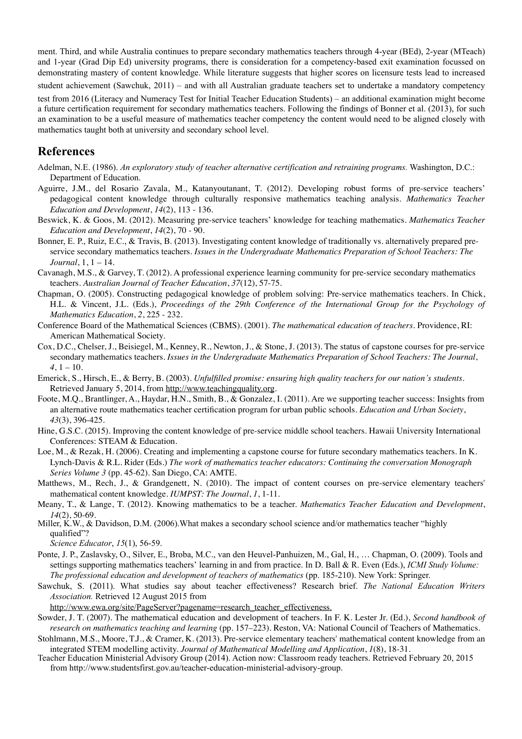ment. Third, and while Australia continues to prepare secondary mathematics teachers through 4-year (BEd), 2-year (MTeach) and 1-year (Grad Dip Ed) university programs, there is consideration for a competency-based exit examination focussed on demonstrating mastery of content knowledge. While literature suggests that higher scores on licensure tests lead to increased student achievement (Sawchuk, 2011) – and with all Australian graduate teachers set to undertake a mandatory competency test from 2016 (Literacy and Numeracy Test for Initial Teacher Education Students) – an additional examination might become a future certification requirement for secondary mathematics teachers. Following the findings of Bonner et al. (2013), for such an examination to be a useful measure of mathematics teacher competency the content would need to be aligned closely with mathematics taught both at university and secondary school level.

## References

Adelman, N.E. (1986). *An exploratory study of teacher alternative certification and retraining programs.* Washington, D.C.: Department of Education.

Aguirre, J.M., del Rosario Zavala, M., Katanyoutanant, T. (2012). Developing robust forms of pre-service teachers' pedagogical content knowledge through culturally responsive mathematics teaching analysis. *Mathematics Teacher Education and Development*, *14*(2), 113 - 136.

Beswick, K. & Goos, M. (2012). Measuring pre-service teachers' knowledge for teaching mathematics. *Mathematics Teacher Education and Development*, *14*(2), 70 - 90.

Bonner, E. P., Ruiz, E.C., & Travis, B. (2013). Investigating content knowledge of traditionally vs. alternatively prepared pre-service secondary mathematics teachers. *Issues in the Undergraduate Mathematics Preparation of School Teachers: The Journal*, 1, 1 – 14.

Cavanagh, M.S., & Garvey, T. (2012). A professional experience learning community for pre-service secondary mathematics teachers. *Australian Journal of Teacher Education*, *37*(12), 57-75.

Chapman, O. (2005). Constructing pedagogical knowledge of problem solving: Pre-service mathematics teachers. In Chick, H.L. & Vincent, J.L. (Eds.), *Proceedings of the 29th Conference of the International Group for the Psychology of Mathematics Education*, *2*, 225 - 232.

Conference Board of the Mathematical Sciences (CBMS). (2001). *The mathematical education of teachers*. Providence, RI: American Mathematical Society.

Cox, D.C., Chelser, J., Beisiegel, M., Kenney, R., Newton, J., & Stone, J. (2013). The status of capstone courses for pre-service secondary mathematics teachers. *Issues in the Undergraduate Mathematics Preparation of School Teachers: The Journal*, *4*, 1 – 10.

Emerick, S., Hirsch, E., & Berry, B. (2003). *Unfulfilled promise: ensuring high quality teachers for our nation's students*. Retrieved January 5, 2014, from http://www.teachingquality.org.

Foote, M.Q., Brantlinger, A., Haydar, H.N., Smith, B., & Gonzalez, I. (2011). Are we supporting teacher success: Insights from an alternative route mathematics teacher certification program for urban public schools. *Education and Urban Society*, *43*(3), 396-425.

Hine, G.S.C. (2015). Improving the content knowledge of pre-service middle school teachers. Hawaii University International Conferences: STEAM & Education.

Loe, M., & Rezak, H. (2006). Creating and implementing a capstone course for future secondary mathematics teachers. In K. Lynch-Davis & R.L. Rider (Eds.) *The work of mathematics teacher educators: Continuing the conversation Monograph Series Volume 3* (pp. 45-62). San Diego, CA: AMTE.

Matthews, M., Rech, J., & Grandgenett, N. (2010). The impact of content courses on pre-service elementary teachers' mathematical content knowledge. *IUMPST: The Journal*, *1*, 1-11.

Meany, T., & Lange, T. (2012). Knowing mathematics to be a teacher. *Mathematics Teacher Education and Development*, *14*(2), 50-69.

Miller, K.W., & Davidson, D.M. (2006).What makes a secondary school science and/or mathematics teacher "highly qualified"? *Science Educator*, *15*(1), 56-59.

Ponte, J. P., Zaslavsky, O., Silver, E., Broba, M.C., van den Heuvel-Panhuizen, M., Gal, H., … Chapman, O. (2009). Tools and settings supporting mathematics teachers' learning in and from practice. In D. Ball & R. Even (Eds.), *ICMI Study Volume: The professional education and development of teachers of mathematics* (pp. 185-210). New York: Springer.

Sawchuk, S. (2011). What studies say about teacher effectiveness? Research brief. *The National Education Writers Association.* Retrieved 12 August 2015 from http://www.ewa.org/site/PageServer?pagename=research_teacher_effectiveness.

Sowder, J. T. (2007). The mathematical education and development of teachers. In F. K. Lester Jr. (Ed.), *Second handbook of research on mathematics teaching and learning* (pp. 157–223). Reston, VA: National Council of Teachers of Mathematics.

Stohlmann, M.S., Moore, T.J., & Cramer, K. (2013). Pre-service elementary teachers' mathematical content knowledge from an integrated STEM modelling activity. *Journal of Mathematical Modelling and Application*, *1*(8), 18-31.

Teacher Education Ministerial Advisory Group (2014). Action now: Classroom ready teachers. Retrieved February 20, 2015 from http://www.studentsfirst.gov.au/teacher-education-ministerial-advisory-group.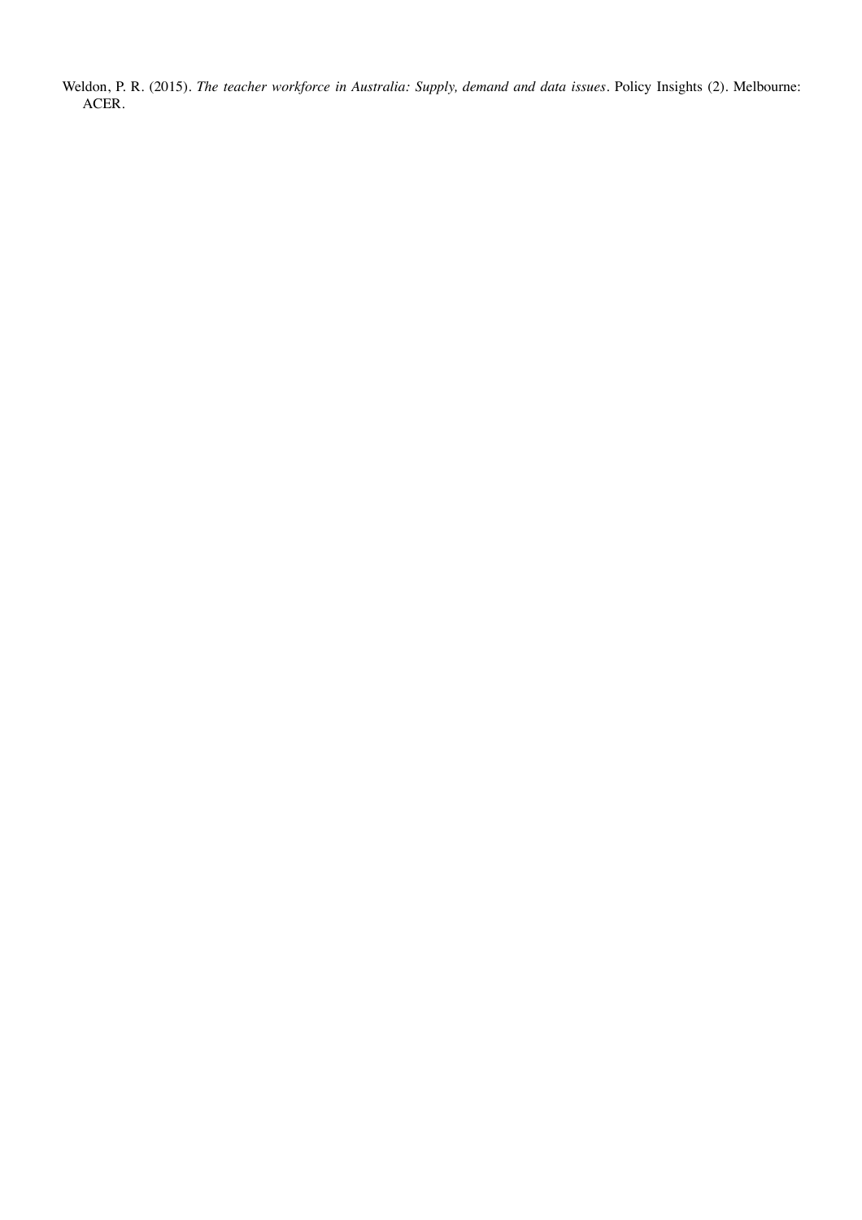Weldon, P. R. (2015). *The teacher workforce in Australia: Supply, demand and data issues*. Policy Insights (2). Melbourne: ACER.